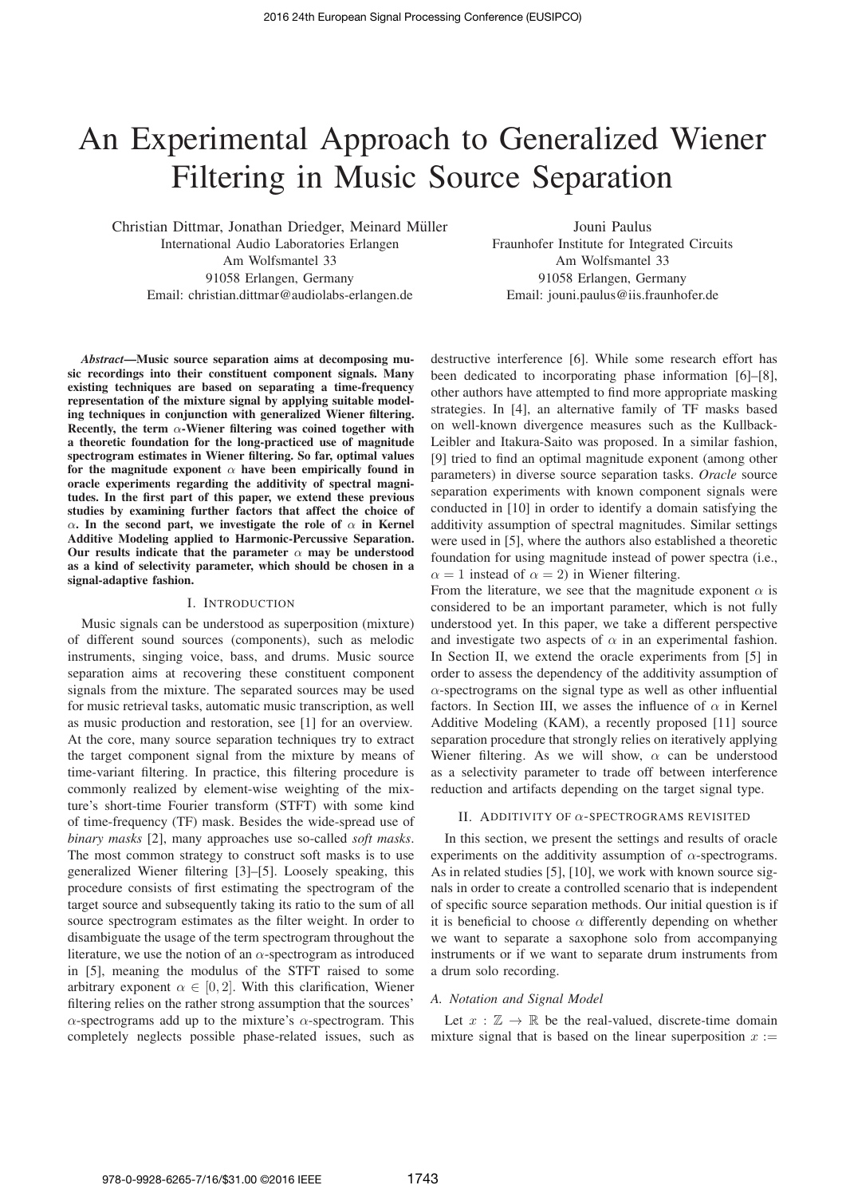# An Experimental Approach to Generalized Wiener Filtering in Music Source Separation

Christian Dittmar, Jonathan Driedger, Meinard Müller
International Audio Laboratories Erlangen
Am Wolfsmantel 33
91058 Erlangen, Germany
Email: christian.dittmar@audiolabs-erlangen.de

Jouni Paulus
Fraunhofer Institute for Integrated Circuits
Am Wolfsmantel 33
91058 Erlangen, Germany
Email: jouni.paulus@iis.fraunhofer.de

***Abstract*—Music source separation aims at decomposing music recordings into their constituent component signals. Many existing techniques are based on separating a time-frequency representation of the mixture signal by applying suitable modeling techniques in conjunction with generalized Wiener filtering. Recently, the term $\alpha$-Wiener filtering was coined together with a theoretic foundation for the long-practiced use of magnitude spectrogram estimates in Wiener filtering. So far, optimal values for the magnitude exponent $\alpha$ have been empirically found in oracle experiments regarding the additivity of spectral magnitudes. In the first part of this paper, we extend these previous studies by examining further factors that affect the choice of $\alpha$. In the second part, we investigate the role of $\alpha$ in Kernel Additive Modeling applied to Harmonic-Percussive Separation. Our results indicate that the parameter $\alpha$ may be understood as a kind of selectivity parameter, which should be chosen in a signal-adaptive fashion.**

## I. Introduction

Music signals can be understood as superposition (mixture) of different sound sources (components), such as melodic instruments, singing voice, bass, and drums. Music source separation aims at recovering these constituent component signals from the mixture. The separated sources may be used for music retrieval tasks, automatic music transcription, as well as music production and restoration, see [1] for an overview. At the core, many source separation techniques try to extract the target component signal from the mixture by means of time-variant filtering. In practice, this filtering procedure is commonly realized by element-wise weighting of the mixture's short-time Fourier transform (STFT) with some kind of time-frequency (TF) mask. Besides the wide-spread use of *binary masks* [2], many approaches use so-called *soft masks*. The most common strategy to construct soft masks is to use generalized Wiener filtering [3]–[5]. Loosely speaking, this procedure consists of first estimating the spectrogram of the target source and subsequently taking its ratio to the sum of all source spectrogram estimates as the filter weight. In order to disambiguate the usage of the term spectrogram throughout the literature, we use the notion of an $\alpha$-spectrogram as introduced in [5], meaning the modulus of the STFT raised to some arbitrary exponent $\alpha \in [0, 2]$. With this clarification, Wiener filtering relies on the rather strong assumption that the sources' $\alpha$-spectrograms add up to the mixture's $\alpha$-spectrogram. This completely neglects possible phase-related issues, such as destructive interference [6]. While some research effort has been dedicated to incorporating phase information [6]–[8], other authors have attempted to find more appropriate masking strategies. In [4], an alternative family of TF masks based on well-known divergence measures such as the Kullback-Leibler and Itakura-Saito was proposed. In a similar fashion, [9] tried to find an optimal magnitude exponent (among other parameters) in diverse source separation tasks. *Oracle* source separation experiments with known component signals were conducted in [10] in order to identify a domain satisfying the additivity assumption of spectral magnitudes. Similar settings were used in [5], where the authors also established a theoretic foundation for using magnitude instead of power spectra (i.e., $\alpha = 1$ instead of $\alpha = 2$) in Wiener filtering.

From the literature, we see that the magnitude exponent $\alpha$ is considered to be an important parameter, which is not fully understood yet. In this paper, we take a different perspective and investigate two aspects of $\alpha$ in an experimental fashion. In Section II, we extend the oracle experiments from [5] in order to assess the dependency of the additivity assumption of $\alpha$-spectrograms on the signal type as well as other influential factors. In Section III, we asses the influence of $\alpha$ in Kernel Additive Modeling (KAM), a recently proposed [11] source separation procedure that strongly relies on iteratively applying Wiener filtering. As we will show, $\alpha$ can be understood as a selectivity parameter to trade off between interference reduction and artifacts depending on the target signal type.

## II. Additivity of $\alpha$-Spectrograms Revisited

In this section, we present the settings and results of oracle experiments on the additivity assumption of $\alpha$-spectrograms. As in related studies [5], [10], we work with known source signals in order to create a controlled scenario that is independent of specific source separation methods. Our initial question is if it is beneficial to choose $\alpha$ differently depending on whether we want to separate a saxophone solo from accompanying instruments or if we want to separate drum instruments from a drum solo recording.

### A. Notation and Signal Model

Let $x : \mathbb{Z} \to \mathbb{R}$ be the real-valued, discrete-time domain mixture signal that is based on the linear superposition $x :=$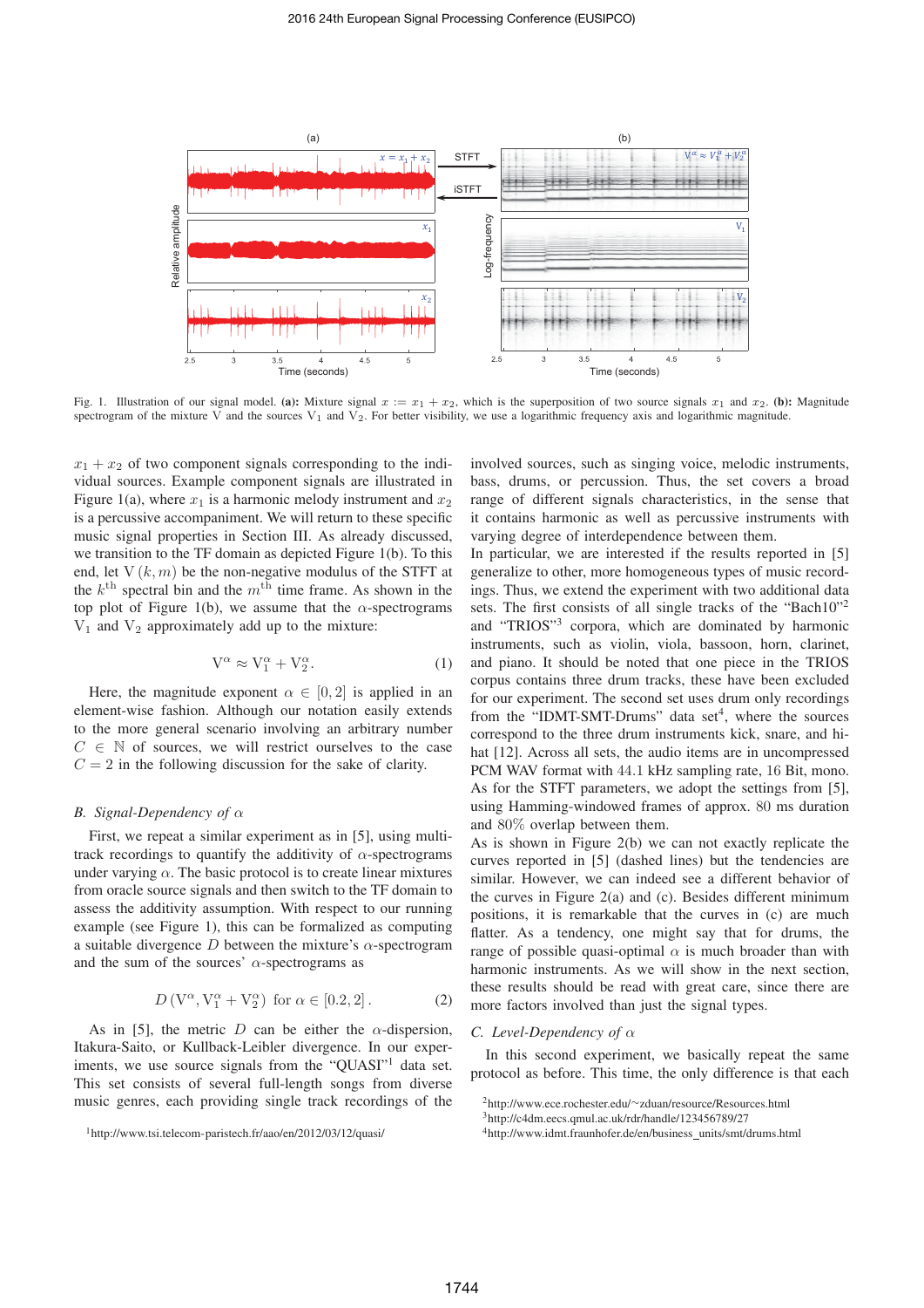Fig. 1. Illustration of our signal model. **(a):** Mixture signal $x := x_1 + x_2$, which is the superposition of two source signals $x_1$ and $x_2$. **(b):** Magnitude spectrogram of the mixture $\mathrm{V}$ and the sources $\mathrm{V}_1$ and $\mathrm{V}_2$. For better visibility, we use a logarithmic frequency axis and logarithmic magnitude.

$x_1 + x_2$ of two component signals corresponding to the individual sources. Example component signals are illustrated in Figure 1(a), where $x_1$ is a harmonic melody instrument and $x_2$ is a percussive accompaniment. We will return to these specific music signal properties in Section III. As already discussed, we transition to the TF domain as depicted Figure 1(b). To this end, let $\mathrm{V}(k, m)$ be the non-negative modulus of the STFT at the $k^{\text{th}}$ spectral bin and the $m^{\text{th}}$ time frame. As shown in the top plot of Figure 1(b), we assume that the $\alpha$-spectrograms $\mathrm{V}_1$ and $\mathrm{V}_2$ approximately add up to the mixture:

$$\mathrm{V}^\alpha \approx \mathrm{V}_1^\alpha + \mathrm{V}_2^\alpha. \tag{1}$$

Here, the magnitude exponent $\alpha \in [0, 2]$ is applied in an element-wise fashion. Although our notation easily extends to the more general scenario involving an arbitrary number $C \in \mathbb{N}$ of sources, we will restrict ourselves to the case $C = 2$ in the following discussion for the sake of clarity.

### *B. Signal-Dependency of $\alpha$*

First, we repeat a similar experiment as in [5], using multi-track recordings to quantify the additivity of $\alpha$-spectrograms under varying $\alpha$. The basic protocol is to create linear mixtures from oracle source signals and then switch to the TF domain to assess the additivity assumption. With respect to our running example (see Figure 1), this can be formalized as computing a suitable divergence $D$ between the mixture's $\alpha$-spectrogram and the sum of the sources' $\alpha$-spectrograms as

$$D\left(\mathrm{V}^\alpha, \mathrm{V}_1^\alpha + \mathrm{V}_2^\alpha\right) \text{ for } \alpha \in [0.2, 2]. \tag{2}$$

As in [5], the metric $D$ can be either the $\alpha$-dispersion, Itakura-Saito, or Kullback-Leibler divergence. In our experiments, we use source signals from the "QUASI"[1] data set. This set consists of several full-length songs from diverse music genres, each providing single track recordings of the involved sources, such as singing voice, melodic instruments, bass, drums, or percussion. Thus, the set covers a broad range of different signals characteristics, in the sense that it contains harmonic as well as percussive instruments with varying degree of interdependence between them.

In particular, we are interested if the results reported in [5] generalize to other, more homogeneous types of music recordings. Thus, we extend the experiment with two additional data sets. The first consists of all single tracks of the "Bach10"[2] and "TRIOS"[3] corpora, which are dominated by harmonic instruments, such as violin, viola, bassoon, horn, clarinet, and piano. It should be noted that one piece in the TRIOS corpus contains three drum tracks, these have been excluded for our experiment. The second set uses drum only recordings from the "IDMT-SMT-Drums" data set[4], where the sources correspond to the three drum instruments kick, snare, and hi-hat [12]. Across all sets, the audio items are in uncompressed PCM WAV format with 44.1 kHz sampling rate, 16 Bit, mono. As for the STFT parameters, we adopt the settings from [5], using Hamming-windowed frames of approx. 80 ms duration and 80% overlap between them.

As is shown in Figure 2(b) we can not exactly replicate the curves reported in [5] (dashed lines) but the tendencies are similar. However, we can indeed see a different behavior of the curves in Figure 2(a) and (c). Besides different minimum positions, it is remarkable that the curves in (c) are much flatter. As a tendency, one might say that for drums, the range of possible quasi-optimal $\alpha$ is much broader than with harmonic instruments. As we will show in the next section, these results should be read with great care, since there are more factors involved than just the signal types.

### *C. Level-Dependency of $\alpha$*

In this second experiment, we basically repeat the same protocol as before. This time, the only difference is that each

[1] http://www.tsi.telecom-paristech.fr/aao/en/2012/03/12/quasi/

[2] http://www.ece.rochester.edu/~zduan/resource/Resources.html

[3] http://c4dm.eecs.qmul.ac.uk/rdr/handle/123456789/27

[4] http://www.idmt.fraunhofer.de/en/business_units/smt/drums.html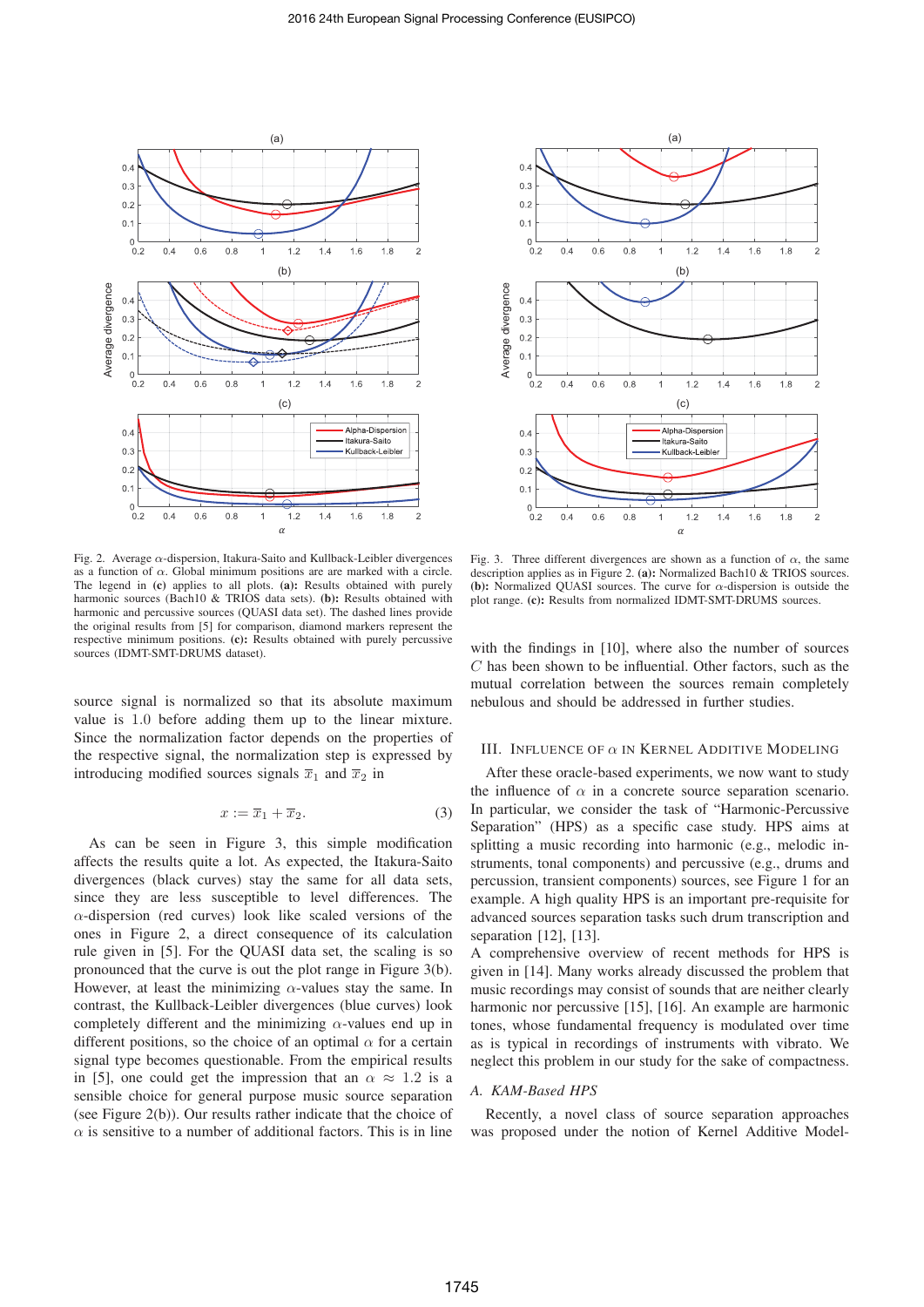Fig. 2. Average $\alpha$-dispersion, Itakura-Saito and Kullback-Leibler divergences as a function of $\alpha$. Global minimum positions are are marked with a circle. The legend in **(c)** applies to all plots. **(a):** Results obtained with purely harmonic sources (Bach10 & TRIOS data sets). **(b):** Results obtained with harmonic and percussive sources (QUASI data set). The dashed lines provide the original results from [5] for comparison, diamond markers represent the respective minimum positions. **(c):** Results obtained with purely percussive sources (IDMT-SMT-DRUMS dataset).

source signal is normalized so that its absolute maximum value is 1.0 before adding them up to the linear mixture. Since the normalization factor depends on the properties of the respective signal, the normalization step is expressed by introducing modified sources signals $\overline{x}_1$ and $\overline{x}_2$ in

$$x := \overline{x}_1 + \overline{x}_2. \tag{3}$$

As can be seen in Figure 3, this simple modification affects the results quite a lot. As expected, the Itakura-Saito divergences (black curves) stay the same for all data sets, since they are less susceptible to level differences. The $\alpha$-dispersion (red curves) look like scaled versions of the ones in Figure 2, a direct consequence of its calculation rule given in [5]. For the QUASI data set, the scaling is so pronounced that the curve is out the plot range in Figure 3(b). However, at least the minimizing $\alpha$-values stay the same. In contrast, the Kullback-Leibler divergences (blue curves) look completely different and the minimizing $\alpha$-values end up in different positions, so the choice of an optimal $\alpha$ for a certain signal type becomes questionable. From the empirical results in [5], one could get the impression that an $\alpha \approx 1.2$ is a sensible choice for general purpose music source separation (see Figure 2(b)). Our results rather indicate that the choice of $\alpha$ is sensitive to a number of additional factors. This is in line with the findings in [10], where also the number of sources $C$ has been shown to be influential. Other factors, such as the mutual correlation between the sources remain completely nebulous and should be addressed in further studies.

Fig. 3. Three different divergences are shown as a function of $\alpha$, the same description applies as in Figure 2. **(a):** Normalized Bach10 & TRIOS sources. **(b):** Normalized QUASI sources. The curve for $\alpha$-dispersion is outside the plot range. **(c):** Results from normalized IDMT-SMT-DRUMS sources.

## III. Influence of $\alpha$ in Kernel Additive Modeling

After these oracle-based experiments, we now want to study the influence of $\alpha$ in a concrete source separation scenario. In particular, we consider the task of "Harmonic-Percussive Separation" (HPS) as a specific case study. HPS aims at splitting a music recording into harmonic (e.g., melodic instruments, tonal components) and percussive (e.g., drums and percussion, transient components) sources, see Figure 1 for an example. A high quality HPS is an important pre-requisite for advanced sources separation tasks such drum transcription and separation [12], [13].

A comprehensive overview of recent methods for HPS is given in [14]. Many works already discussed the problem that music recordings may consist of sounds that are neither clearly harmonic nor percussive [15], [16]. An example are harmonic tones, whose fundamental frequency is modulated over time as is typical in recordings of instruments with vibrato. We neglect this problem in our study for the sake of compactness.

### A. KAM-Based HPS

Recently, a novel class of source separation approaches was proposed under the notion of Kernel Additive Model-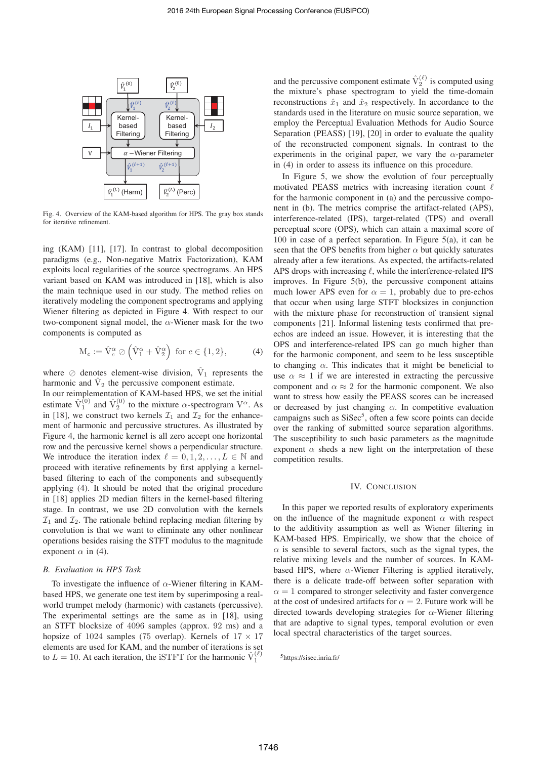Fig. 4. Overview of the KAM-based algorithm for HPS. The gray box stands for iterative refinement.

ing (KAM) [11], [17]. In contrast to global decomposition paradigms (e.g., Non-negative Matrix Factorization), KAM exploits local regularities of the source spectrograms. An HPS variant based on KAM was introduced in [18], which is also the main technique used in our study. The method relies on iteratively modeling the component spectrograms and applying Wiener filtering as depicted in Figure 4. With respect to our two-component signal model, the $\alpha$-Wiener mask for the two components is computed as

$$\mathrm{M}_c := \hat{\mathrm{V}}_c^\alpha \oslash \left(\hat{\mathrm{V}}_1^\alpha + \hat{\mathrm{V}}_2^\alpha\right) \text{ for } c \in \{1, 2\}, \tag{4}$$

where $\oslash$ denotes element-wise division, $\hat{\mathrm{V}}_1$ represents the harmonic and $\hat{\mathrm{V}}_2$ the percussive component estimate.

In our reimplementation of KAM-based HPS, we set the initial estimate $\hat{\mathrm{V}}_1^{(0)}$ and $\hat{\mathrm{V}}_2^{(0)}$ to the mixture $\alpha$-spectrogram $\mathrm{V}^\alpha$. As in [18], we construct two kernels $\mathcal{I}_1$ and $\mathcal{I}_2$ for the enhancement of harmonic and percussive structures. As illustrated by Figure 4, the harmonic kernel is all zero accept one horizontal row and the percussive kernel shows a perpendicular structure. We introduce the iteration index $\ell = 0, 1, 2, \ldots, L \in \mathbb{N}$ and proceed with iterative refinements by first applying a kernel-based filtering to each of the components and subsequently applying (4). It should be noted that the original procedure in [18] applies 2D median filters in the kernel-based filtering stage. In contrast, we use 2D convolution with the kernels $\mathcal{I}_1$ and $\mathcal{I}_2$. The rationale behind replacing median filtering by convolution is that we want to eliminate any other nonlinear operations besides raising the STFT modulus to the magnitude exponent $\alpha$ in (4).

### B. Evaluation in HPS Task

To investigate the influence of $\alpha$-Wiener filtering in KAM-based HPS, we generate one test item by superimposing a real-world trumpet melody (harmonic) with castanets (percussive). The experimental settings are the same as in [18], using an STFT blocksize of 4096 samples (approx. 92 ms) and a hopsize of 1024 samples (75 overlap). Kernels of $17 \times 17$ elements are used for KAM, and the number of iterations is set to $L = 10$. At each iteration, the iSTFT for the harmonic $\hat{\mathrm{V}}_1^{(\ell)}$ and the percussive component estimate $\hat{\mathrm{V}}_2^{(\ell)}$ is computed using the mixture's phase spectrogram to yield the time-domain reconstructions $\hat{x}_1$ and $\hat{x}_2$ respectively. In accordance to the standards used in the literature on music source separation, we employ the Perceptual Evaluation Methods for Audio Source Separation (PEASS) [19], [20] in order to evaluate the quality of the reconstructed component signals. In contrast to the experiments in the original paper, we vary the $\alpha$-parameter in (4) in order to assess its influence on this procedure.

In Figure 5, we show the evolution of four perceptually motivated PEASS metrics with increasing iteration count $\ell$ for the harmonic component in (a) and the percussive component in (b). The metrics comprise the artifact-related (APS), interference-related (IPS), target-related (TPS) and overall perceptual score (OPS), which can attain a maximal score of 100 in case of a perfect separation. In Figure 5(a), it can be seen that the OPS benefits from higher $\alpha$ but quickly saturates already after a few iterations. As expected, the artifacts-related APS drops with increasing $\ell$, while the interference-related IPS improves. In Figure 5(b), the percussive component attains much lower APS even for $\alpha = 1$, probably due to pre-echos that occur when using large STFT blocksizes in conjunction with the mixture phase for reconstruction of transient signal components [21]. Informal listening tests confirmed that pre-echos are indeed an issue. However, it is interesting that the OPS and interference-related IPS can go much higher than for the harmonic component, and seem to be less susceptible to changing $\alpha$. This indicates that it might be beneficial to use $\alpha \approx 1$ if we are interested in extracting the percussive component and $\alpha \approx 2$ for the harmonic component. We also want to stress how easily the PEASS scores can be increased or decreased by just changing $\alpha$. In competitive evaluation campaigns such as SiSec[5], often a few score points can decide over the ranking of submitted source separation algorithms. The susceptibility to such basic parameters as the magnitude exponent $\alpha$ sheds a new light on the interpretation of these competition results.

## IV. Conclusion

In this paper we reported results of exploratory experiments on the influence of the magnitude exponent $\alpha$ with respect to the additivity assumption as well as Wiener filtering in KAM-based HPS. Empirically, we show that the choice of $\alpha$ is sensible to several factors, such as the signal types, the relative mixing levels and the number of sources. In KAM-based HPS, where $\alpha$-Wiener Filtering is applied iteratively, there is a delicate trade-off between softer separation with $\alpha = 1$ compared to stronger selectivity and faster convergence at the cost of undesired artifacts for $\alpha = 2$. Future work will be directed towards developing strategies for $\alpha$-Wiener filtering that are adaptive to signal types, temporal evolution or even local spectral characteristics of the target sources.

[5]https://sisec.inria.fr/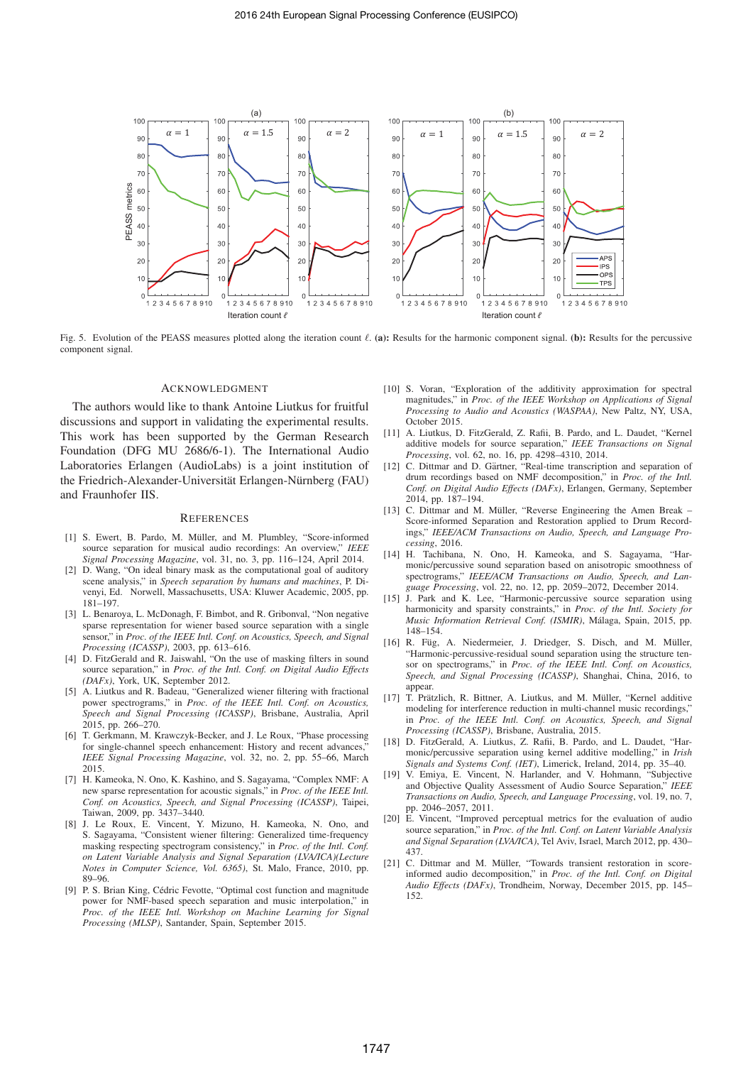(a)

(b)

$\alpha = 1$ $\alpha = 1.5$ $\alpha = 2$ $\alpha = 1$ $\alpha = 1.5$ $\alpha = 2$

PEASS metrics

Iteration count $\ell$

APS
IPS
OPS
TPS

Fig. 5. Evolution of the PEASS measures plotted along the iteration count $\ell$. **(a):** Results for the harmonic component signal. **(b):** Results for the percussive component signal.

## Acknowledgment

The authors would like to thank Antoine Liutkus for fruitful discussions and support in validating the experimental results. This work has been supported by the German Research Foundation (DFG MU 2686/6-1). The International Audio Laboratories Erlangen (AudioLabs) is a joint institution of the Friedrich-Alexander-Universität Erlangen-Nürnberg (FAU) and Fraunhofer IIS.

## References

[1] S. Ewert, B. Pardo, M. Müller, and M. Plumbley, "Score-informed source separation for musical audio recordings: An overview," *IEEE Signal Processing Magazine*, vol. 31, no. 3, pp. 116–124, April 2014.

[2] D. Wang, "On ideal binary mask as the computational goal of auditory scene analysis," in *Speech separation by humans and machines*, P. Divenyi, Ed. Norwell, Massachusetts, USA: Kluwer Academic, 2005, pp. 181–197.

[3] L. Benaroya, L. McDonagh, F. Bimbot, and R. Gribonval, "Non negative sparse representation for wiener based source separation with a single sensor," in *Proc. of the IEEE Intl. Conf. on Acoustics, Speech, and Signal Processing (ICASSP)*, 2003, pp. 613–616.

[4] D. FitzGerald and R. Jaiswahl, "On the use of masking filters in sound source separation," in *Proc. of the Intl. Conf. on Digital Audio Effects (DAFx)*, York, UK, September 2012.

[5] A. Liutkus and R. Badeau, "Generalized wiener filtering with fractional power spectrograms," in *Proc. of the IEEE Intl. Conf. on Acoustics, Speech and Signal Processing (ICASSP)*, Brisbane, Australia, April 2015, pp. 266–270.

[6] T. Gerkmann, M. Krawczyk-Becker, and J. Le Roux, "Phase processing for single-channel speech enhancement: History and recent advances," *IEEE Signal Processing Magazine*, vol. 32, no. 2, pp. 55–66, March 2015.

[7] H. Kameoka, N. Ono, K. Kashino, and S. Sagayama, "Complex NMF: A new sparse representation for acoustic signals," in *Proc. of the IEEE Intl. Conf. on Acoustics, Speech, and Signal Processing (ICASSP)*, Taipei, Taiwan, 2009, pp. 3437–3440.

[8] J. Le Roux, E. Vincent, Y. Mizuno, H. Kameoka, N. Ono, and S. Sagayama, "Consistent wiener filtering: Generalized time-frequency masking respecting spectrogram consistency," in *Proc. of the Intl. Conf. on Latent Variable Analysis and Signal Separation (LVA/ICA)(Lecture Notes in Computer Science, Vol. 6365)*, St. Malo, France, 2010, pp. 89–96.

[9] P. S. Brian King, Cédric Fevotte, "Optimal cost function and magnitude power for NMF-based speech separation and music interpolation," in *Proc. of the IEEE Intl. Workshop on Machine Learning for Signal Processing (MLSP)*, Santander, Spain, September 2015.

[10] S. Voran, "Exploration of the additivity approximation for spectral magnitudes," in *Proc. of the IEEE Workshop on Applications of Signal Processing to Audio and Acoustics (WASPAA)*, New Paltz, NY, USA, October 2015.

[11] A. Liutkus, D. FitzGerald, Z. Rafii, B. Pardo, and L. Daudet, "Kernel additive models for source separation," *IEEE Transactions on Signal Processing*, vol. 62, no. 16, pp. 4298–4310, 2014.

[12] C. Dittmar and D. Gärtner, "Real-time transcription and separation of drum recordings based on NMF decomposition," in *Proc. of the Intl. Conf. on Digital Audio Effects (DAFx)*, Erlangen, Germany, September 2014, pp. 187–194.

[13] C. Dittmar and M. Müller, "Reverse Engineering the Amen Break – Score-informed Separation and Restoration applied to Drum Recordings," *IEEE/ACM Transactions on Audio, Speech, and Language Processing*, 2016.

[14] H. Tachibana, N. Ono, H. Kameoka, and S. Sagayama, "Harmonic/percussive sound separation based on anisotropic smoothness of spectrograms," *IEEE/ACM Transactions on Audio, Speech, and Language Processing*, vol. 22, no. 12, pp. 2059–2072, December 2014.

[15] J. Park and K. Lee, "Harmonic-percussive source separation using harmonicity and sparsity constraints," in *Proc. of the Intl. Society for Music Information Retrieval Conf. (ISMIR)*, Málaga, Spain, 2015, pp. 148–154.

[16] R. Füg, A. Niedermeier, J. Driedger, S. Disch, and M. Müller, "Harmonic-percussive-residual sound separation using the structure tensor on spectrograms," in *Proc. of the IEEE Intl. Conf. on Acoustics, Speech, and Signal Processing (ICASSP)*, Shanghai, China, 2016, to appear.

[17] T. Prätzlich, R. Bittner, A. Liutkus, and M. Müller, "Kernel additive modeling for interference reduction in multi-channel music recordings," in *Proc. of the IEEE Intl. Conf. on Acoustics, Speech, and Signal Processing (ICASSP)*, Brisbane, Australia, 2015.

[18] D. FitzGerald, A. Liutkus, Z. Rafii, B. Pardo, and L. Daudet, "Harmonic/percussive separation using kernel additive modelling," in *Irish Signals and Systems Conf. (IET)*, Limerick, Ireland, 2014, pp. 35–40.

[19] V. Emiya, E. Vincent, N. Harlander, and V. Hohmann, "Subjective and Objective Quality Assessment of Audio Source Separation," *IEEE Transactions on Audio, Speech, and Language Processing*, vol. 19, no. 7, pp. 2046–2057, 2011.

[20] E. Vincent, "Improved perceptual metrics for the evaluation of audio source separation," in *Proc. of the Intl. Conf. on Latent Variable Analysis and Signal Separation (LVA/ICA)*, Tel Aviv, Israel, March 2012, pp. 430–437.

[21] C. Dittmar and M. Müller, "Towards transient restoration in score-informed audio decomposition," in *Proc. of the Intl. Conf. on Digital Audio Effects (DAFx)*, Trondheim, Norway, December 2015, pp. 145–152.